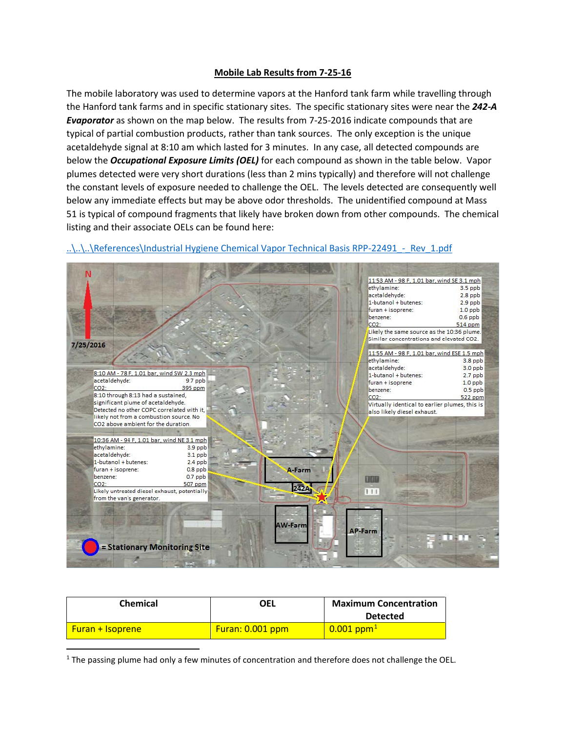# Mobile Lab Results from 7-25-16

The mobile laboratory was used to determine vapors at the Hanford tank farm while travelling through the Hanford tank farms and in specific stationary sites. The specific stationary sites were near the ***242-A Evaporator*** as shown on the map below. The results from 7-25-2016 indicate compounds that are typical of partial combustion products, rather than tank sources. The only exception is the unique acetaldehyde signal at 8:10 am which lasted for 3 minutes. In any case, all detected compounds are below the ***Occupational Exposure Limits (OEL)*** for each compound as shown in the table below. Vapor plumes detected were very short durations (less than 2 mins typically) and therefore will not challenge the constant levels of exposure needed to challenge the OEL. The levels detected are consequently well below any immediate effects but may be above odor thresholds. The unidentified compound at Mass 51 is typical of compound fragments that likely have broken down from other compounds. The chemical listing and their associate OELs can be found here:

..\..\..\References\Industrial Hygiene Chemical Vapor Technical Basis RPP-22491 - Rev 1.pdf

N

7/25/2016

8:10 AM - 78 F, 1.01 bar, wind SW 2.3 mph
acetaldehyde: 9.7 ppb
$CO_2$: 395 ppm
8:10 through 8:13 had a sustained, significant plume of acetaldehyde. Detected no other COPC correlated with it, likely not from a combustion source. No $CO_2$ above ambient for the duration.

10:36 AM - 94 F, 1.01 bar, wind NE 3.1 mph
ethylamine: 3.9 ppb
acetaldehyde: 3.1 ppb
1-butanol + butenes: 2.4 ppb
furan + isoprene: 0.8 ppb
benzene: 0.7 ppb
$CO_2$: 507 ppm
Likely untreated diesel exhaust, potentially from the van's generator.

11:53 AM - 98 F, 1.01 bar, wind SE 3.1 mph
ethylamine: 3.5 ppb
acetaldehyde: 2.8 ppb
1-butanol + butenes: 2.9 ppb
furan + isoprene: 1.0 ppb
benzene: 0.6 ppb
$CO_2$: 514 ppm
Likely the same source as the 10:36 plume. Similar concentrations and elevated $CO_2$.

11:55 AM - 98 F, 1.01 bar, wind ESE 1.5 mph
ethylamine: 3.8 ppb
acetaldehyde: 3.0 ppb
1-butanol + butenes: 2.7 ppb
furan + isoprene: 1.0 ppb
benzene: 0.5 ppb
$CO_2$: 522 ppm
Virtually identical to earlier plumes, this is also likely diesel exhaust.

A-Farm

242A

AW-Farm

AP-Farm

= Stationary Monitoring Site

| Chemical | OEL | Maximum Concentration Detected |
|---|---|---|
| Furan + Isoprene | Furan: 0.001 ppm | 0.001 ppm[1] |

[1] The passing plume had only a few minutes of concentration and therefore does not challenge the OEL.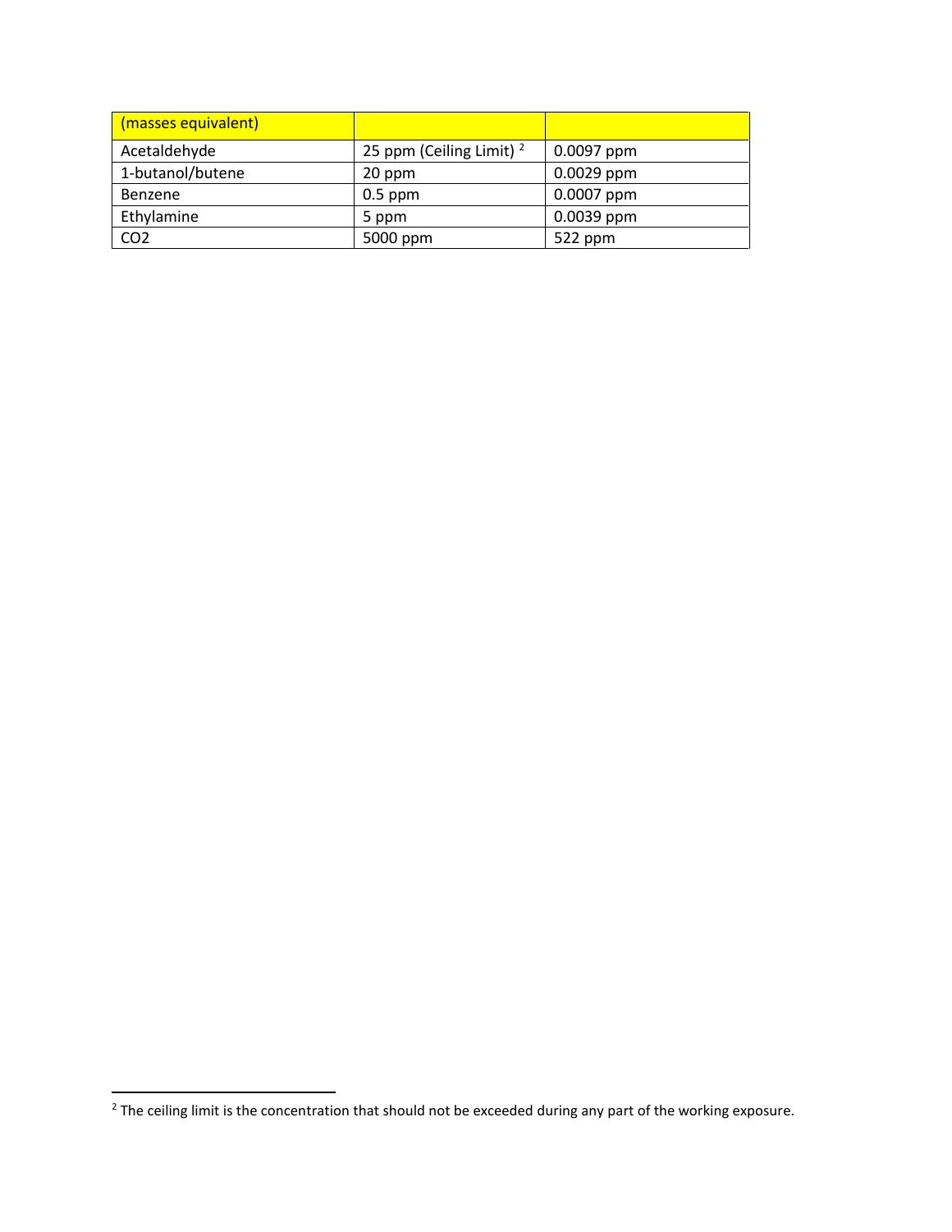| | | |
|---|---|---|
| (masses equivalent) | | |
| Acetaldehyde | 25 ppm (Ceiling Limit) [2] | 0.0097 ppm |
| 1-butanol/butene | 20 ppm | 0.0029 ppm |
| Benzene | 0.5 ppm | 0.0007 ppm |
| Ethylamine | 5 ppm | 0.0039 ppm |
| $CO_2$ | 5000 ppm | 522 ppm |

[2] The ceiling limit is the concentration that should not be exceeded during any part of the working exposure.